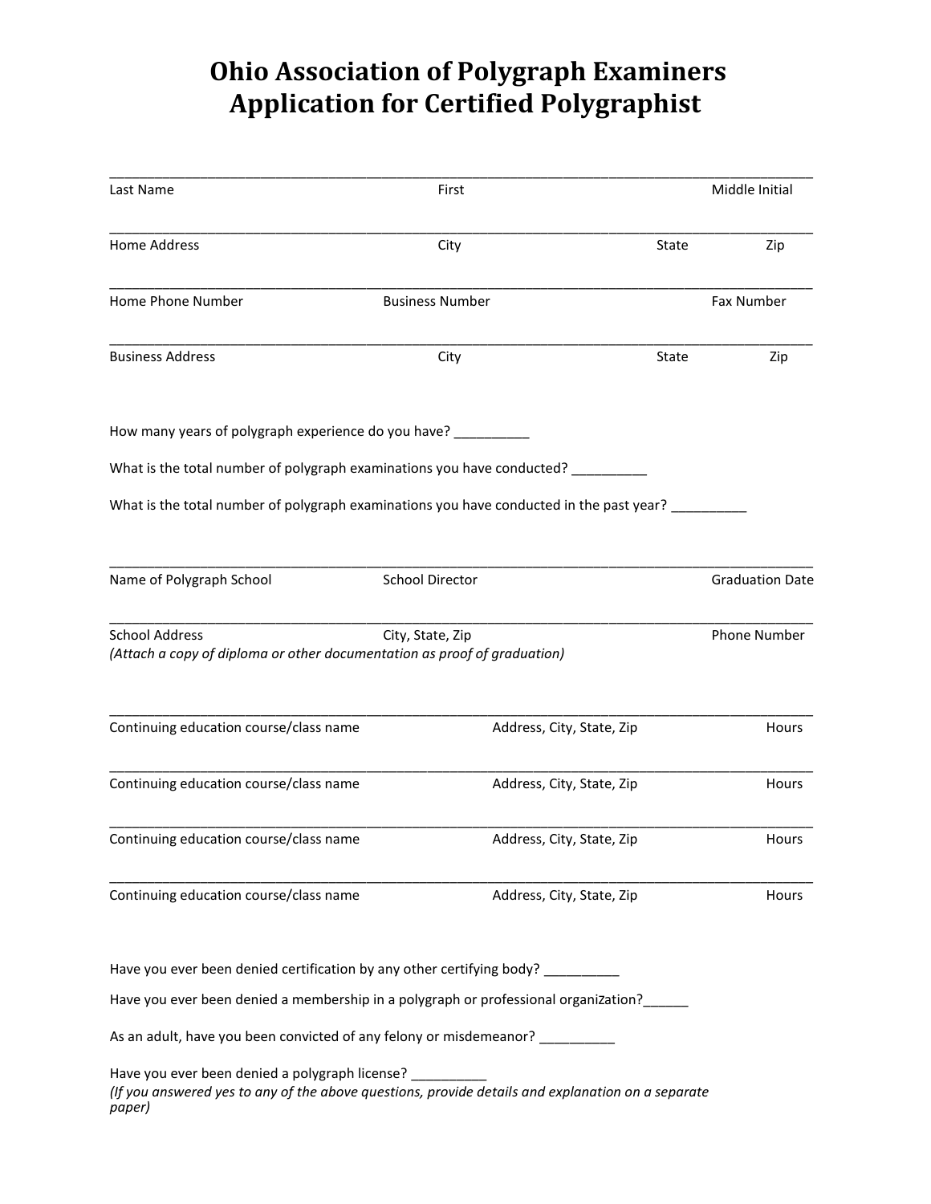# Ohio Association of Polygraph Examiners
# Application for Certified Polygraphist

______________________________________________________________________________

Last Name First Middle Initial

______________________________________________________________________________

Home Address City State Zip

______________________________________________________________________________

Home Phone Number Business Number Fax Number

______________________________________________________________________________

Business Address City State Zip

How many years of polygraph experience do you have? __________

What is the total number of polygraph examinations you have conducted? __________

What is the total number of polygraph examinations you have conducted in the past year? __________

______________________________________________________________________________

Name of Polygraph School School Director Graduation Date

______________________________________________________________________________

School Address City, State, Zip Phone Number

*(Attach a copy of diploma or other documentation as proof of graduation)*

______________________________________________________________________________

Continuing education course/class name Address, City, State, Zip Hours

______________________________________________________________________________

Continuing education course/class name Address, City, State, Zip Hours

______________________________________________________________________________

Continuing education course/class name Address, City, State, Zip Hours

______________________________________________________________________________

Continuing education course/class name Address, City, State, Zip Hours

Have you ever been denied certification by any other certifying body? __________

Have you ever been denied a membership in a polygraph or professional organization?______

As an adult, have you been convicted of any felony or misdemeanor? __________

Have you ever been denied a polygraph license? __________

*(If you answered yes to any of the above questions, provide details and explanation on a separate paper)*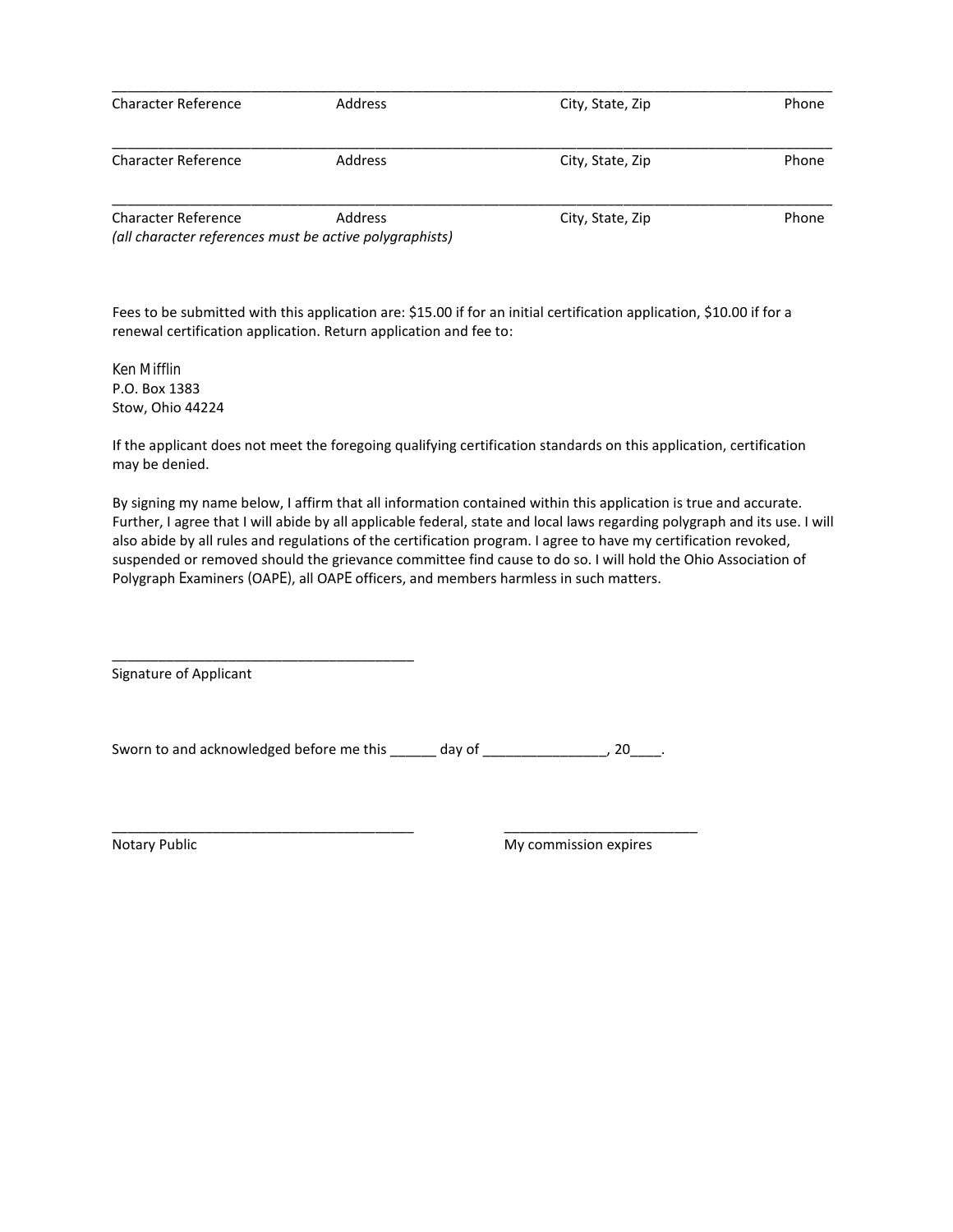_____________________________________________________________________________________________

Character Reference Address City, State, Zip Phone

_____________________________________________________________________________________________

Character Reference Address City, State, Zip Phone

_____________________________________________________________________________________________

Character Reference Address City, State, Zip Phone

*(all character references must be active polygraphists)*

Fees to be submitted with this application are: $15.00 if for an initial certification application, $10.00 if for a renewal certification application. Return application and fee to:

Ken Mifflin
P.O. Box 1383
Stow, Ohio 44224

If the applicant does not meet the foregoing qualifying certification standards on this application, certification may be denied.

By signing my name below, I affirm that all information contained within this application is true and accurate. Further, I agree that I will abide by all applicable federal, state and local laws regarding polygraph and its use. I will also abide by all rules and regulations of the certification program. I agree to have my certification revoked, suspended or removed should the grievance committee find cause to do so. I will hold the Ohio Association of Polygraph Examiners (OAPE), all OAPE officers, and members harmless in such matters.

_______________________________________

Signature of Applicant

Sworn to and acknowledged before me this ______ day of ________________, 20____.

_______________________________________ _________________________

Notary Public My commission expires